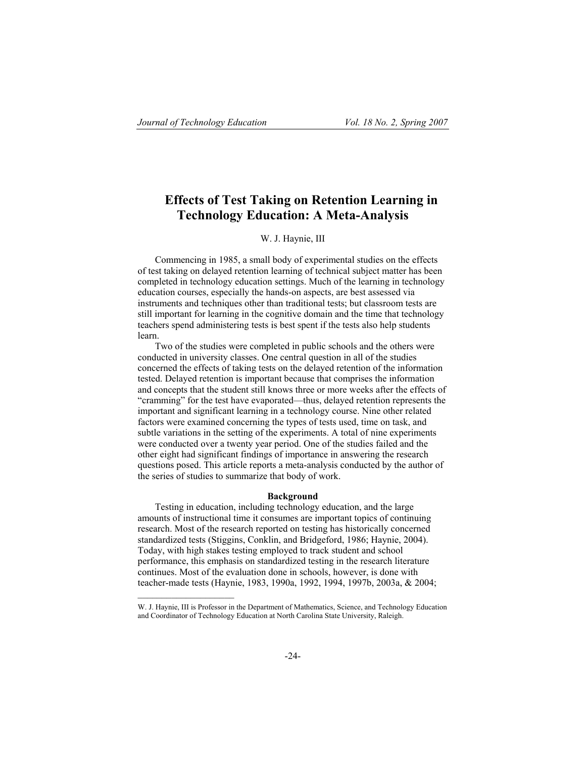# Effects of Test Taking on Retention Learning in Technology Education: A Meta-Analysis

W. J. Haynie, III

Commencing in 1985, a small body of experimental studies on the effects of test taking on delayed retention learning of technical subject matter has been completed in technology education settings. Much of the learning in technology education courses, especially the hands-on aspects, are best assessed via instruments and techniques other than traditional tests; but classroom tests are still important for learning in the cognitive domain and the time that technology teachers spend administering tests is best spent if the tests also help students learn.

Two of the studies were completed in public schools and the others were conducted in university classes. One central question in all of the studies concerned the effects of taking tests on the delayed retention of the information tested. Delayed retention is important because that comprises the information and concepts that the student still knows three or more weeks after the effects of "cramming" for the test have evaporated—thus, delayed retention represents the important and significant learning in a technology course. Nine other related factors were examined concerning the types of tests used, time on task, and subtle variations in the setting of the experiments. A total of nine experiments were conducted over a twenty year period. One of the studies failed and the other eight had significant findings of importance in answering the research questions posed. This article reports a meta-analysis conducted by the author of the series of studies to summarize that body of work.

## Background

Testing in education, including technology education, and the large amounts of instructional time it consumes are important topics of continuing research. Most of the research reported on testing has historically concerned standardized tests (Stiggins, Conklin, and Bridgeford, 1986; Haynie, 2004). Today, with high stakes testing employed to track student and school performance, this emphasis on standardized testing in the research literature continues. Most of the evaluation done in schools, however, is done with teacher-made tests (Haynie, 1983, 1990a, 1992, 1994, 1997b, 2003a, & 2004;

---

W. J. Haynie, III is Professor in the Department of Mathematics, Science, and Technology Education and Coordinator of Technology Education at North Carolina State University, Raleigh.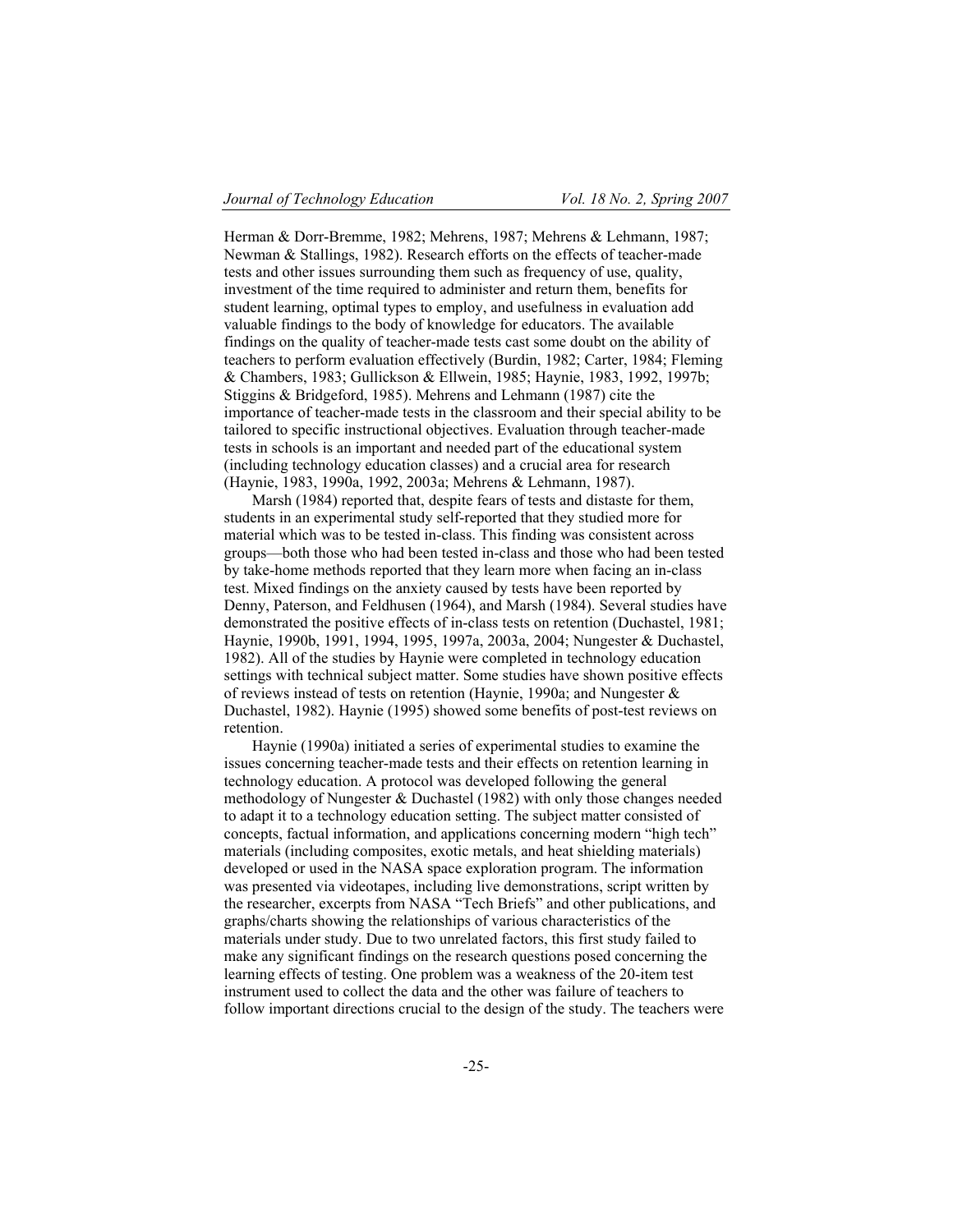Herman & Dorr-Bremme, 1982; Mehrens, 1987; Mehrens & Lehmann, 1987; Newman & Stallings, 1982). Research efforts on the effects of teacher-made tests and other issues surrounding them such as frequency of use, quality, investment of the time required to administer and return them, benefits for student learning, optimal types to employ, and usefulness in evaluation add valuable findings to the body of knowledge for educators. The available findings on the quality of teacher-made tests cast some doubt on the ability of teachers to perform evaluation effectively (Burdin, 1982; Carter, 1984; Fleming & Chambers, 1983; Gullickson & Ellwein, 1985; Haynie, 1983, 1992, 1997b; Stiggins & Bridgeford, 1985). Mehrens and Lehmann (1987) cite the importance of teacher-made tests in the classroom and their special ability to be tailored to specific instructional objectives. Evaluation through teacher-made tests in schools is an important and needed part of the educational system (including technology education classes) and a crucial area for research (Haynie, 1983, 1990a, 1992, 2003a; Mehrens & Lehmann, 1987).

Marsh (1984) reported that, despite fears of tests and distaste for them, students in an experimental study self-reported that they studied more for material which was to be tested in-class. This finding was consistent across groups—both those who had been tested in-class and those who had been tested by take-home methods reported that they learn more when facing an in-class test. Mixed findings on the anxiety caused by tests have been reported by Denny, Paterson, and Feldhusen (1964), and Marsh (1984). Several studies have demonstrated the positive effects of in-class tests on retention (Duchastel, 1981; Haynie, 1990b, 1991, 1994, 1995, 1997a, 2003a, 2004; Nungester & Duchastel, 1982). All of the studies by Haynie were completed in technology education settings with technical subject matter. Some studies have shown positive effects of reviews instead of tests on retention (Haynie, 1990a; and Nungester & Duchastel, 1982). Haynie (1995) showed some benefits of post-test reviews on retention.

Haynie (1990a) initiated a series of experimental studies to examine the issues concerning teacher-made tests and their effects on retention learning in technology education. A protocol was developed following the general methodology of Nungester & Duchastel (1982) with only those changes needed to adapt it to a technology education setting. The subject matter consisted of concepts, factual information, and applications concerning modern "high tech" materials (including composites, exotic metals, and heat shielding materials) developed or used in the NASA space exploration program. The information was presented via videotapes, including live demonstrations, script written by the researcher, excerpts from NASA "Tech Briefs" and other publications, and graphs/charts showing the relationships of various characteristics of the materials under study. Due to two unrelated factors, this first study failed to make any significant findings on the research questions posed concerning the learning effects of testing. One problem was a weakness of the 20-item test instrument used to collect the data and the other was failure of teachers to follow important directions crucial to the design of the study. The teachers were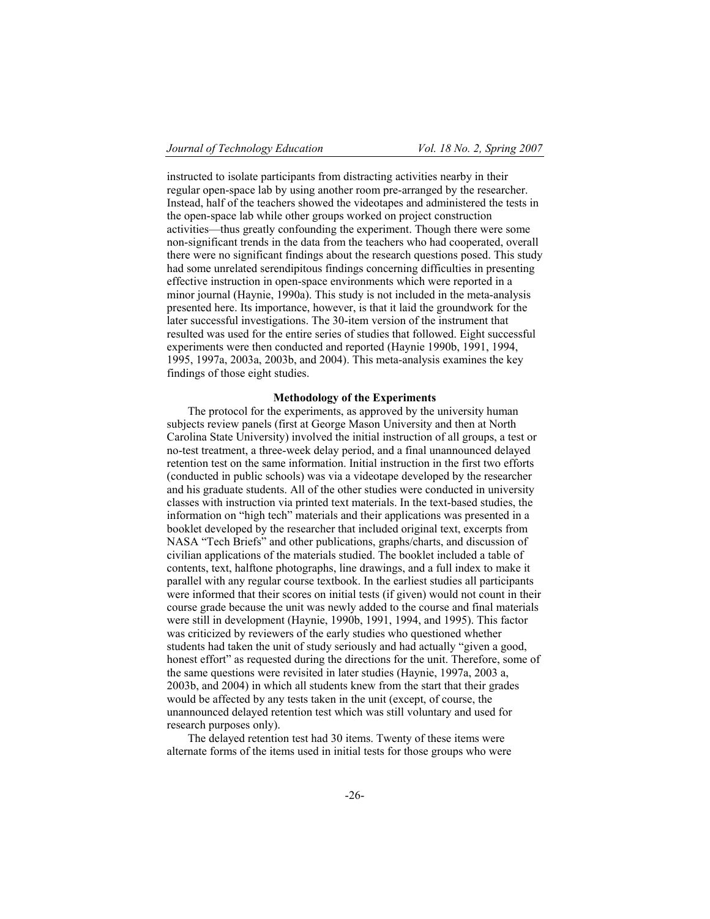instructed to isolate participants from distracting activities nearby in their regular open-space lab by using another room pre-arranged by the researcher. Instead, half of the teachers showed the videotapes and administered the tests in the open-space lab while other groups worked on project construction activities—thus greatly confounding the experiment. Though there were some non-significant trends in the data from the teachers who had cooperated, overall there were no significant findings about the research questions posed. This study had some unrelated serendipitous findings concerning difficulties in presenting effective instruction in open-space environments which were reported in a minor journal (Haynie, 1990a). This study is not included in the meta-analysis presented here. Its importance, however, is that it laid the groundwork for the later successful investigations. The 30-item version of the instrument that resulted was used for the entire series of studies that followed. Eight successful experiments were then conducted and reported (Haynie 1990b, 1991, 1994, 1995, 1997a, 2003a, 2003b, and 2004). This meta-analysis examines the key findings of those eight studies.

## Methodology of the Experiments

The protocol for the experiments, as approved by the university human subjects review panels (first at George Mason University and then at North Carolina State University) involved the initial instruction of all groups, a test or no-test treatment, a three-week delay period, and a final unannounced delayed retention test on the same information. Initial instruction in the first two efforts (conducted in public schools) was via a videotape developed by the researcher and his graduate students. All of the other studies were conducted in university classes with instruction via printed text materials. In the text-based studies, the information on "high tech" materials and their applications was presented in a booklet developed by the researcher that included original text, excerpts from NASA "Tech Briefs" and other publications, graphs/charts, and discussion of civilian applications of the materials studied. The booklet included a table of contents, text, halftone photographs, line drawings, and a full index to make it parallel with any regular course textbook. In the earliest studies all participants were informed that their scores on initial tests (if given) would not count in their course grade because the unit was newly added to the course and final materials were still in development (Haynie, 1990b, 1991, 1994, and 1995). This factor was criticized by reviewers of the early studies who questioned whether students had taken the unit of study seriously and had actually "given a good, honest effort" as requested during the directions for the unit. Therefore, some of the same questions were revisited in later studies (Haynie, 1997a, 2003 a, 2003b, and 2004) in which all students knew from the start that their grades would be affected by any tests taken in the unit (except, of course, the unannounced delayed retention test which was still voluntary and used for research purposes only).

The delayed retention test had 30 items. Twenty of these items were alternate forms of the items used in initial tests for those groups who were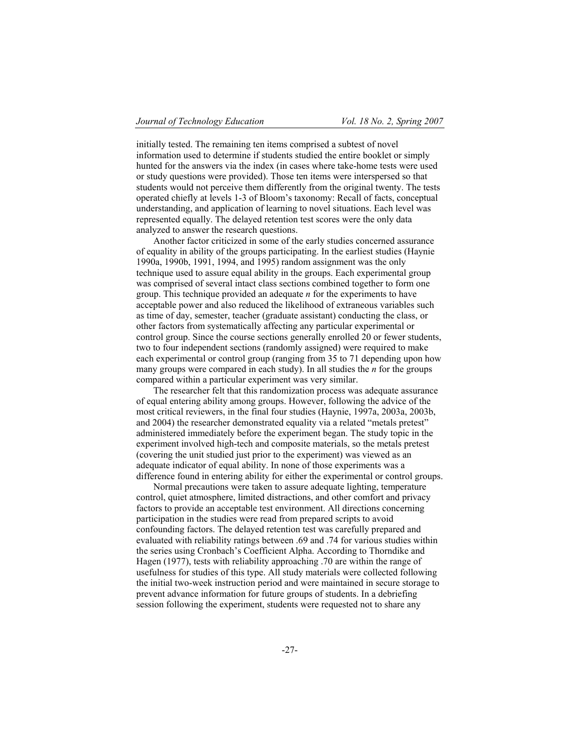initially tested. The remaining ten items comprised a subtest of novel information used to determine if students studied the entire booklet or simply hunted for the answers via the index (in cases where take-home tests were used or study questions were provided). Those ten items were interspersed so that students would not perceive them differently from the original twenty. The tests operated chiefly at levels 1-3 of Bloom's taxonomy: Recall of facts, conceptual understanding, and application of learning to novel situations. Each level was represented equally. The delayed retention test scores were the only data analyzed to answer the research questions.

Another factor criticized in some of the early studies concerned assurance of equality in ability of the groups participating. In the earliest studies (Haynie 1990a, 1990b, 1991, 1994, and 1995) random assignment was the only technique used to assure equal ability in the groups. Each experimental group was comprised of several intact class sections combined together to form one group. This technique provided an adequate *n* for the experiments to have acceptable power and also reduced the likelihood of extraneous variables such as time of day, semester, teacher (graduate assistant) conducting the class, or other factors from systematically affecting any particular experimental or control group. Since the course sections generally enrolled 20 or fewer students, two to four independent sections (randomly assigned) were required to make each experimental or control group (ranging from 35 to 71 depending upon how many groups were compared in each study). In all studies the *n* for the groups compared within a particular experiment was very similar.

The researcher felt that this randomization process was adequate assurance of equal entering ability among groups. However, following the advice of the most critical reviewers, in the final four studies (Haynie, 1997a, 2003a, 2003b, and 2004) the researcher demonstrated equality via a related "metals pretest" administered immediately before the experiment began. The study topic in the experiment involved high-tech and composite materials, so the metals pretest (covering the unit studied just prior to the experiment) was viewed as an adequate indicator of equal ability. In none of those experiments was a difference found in entering ability for either the experimental or control groups.

Normal precautions were taken to assure adequate lighting, temperature control, quiet atmosphere, limited distractions, and other comfort and privacy factors to provide an acceptable test environment. All directions concerning participation in the studies were read from prepared scripts to avoid confounding factors. The delayed retention test was carefully prepared and evaluated with reliability ratings between .69 and .74 for various studies within the series using Cronbach's Coefficient Alpha. According to Thorndike and Hagen (1977), tests with reliability approaching .70 are within the range of usefulness for studies of this type. All study materials were collected following the initial two-week instruction period and were maintained in secure storage to prevent advance information for future groups of students. In a debriefing session following the experiment, students were requested not to share any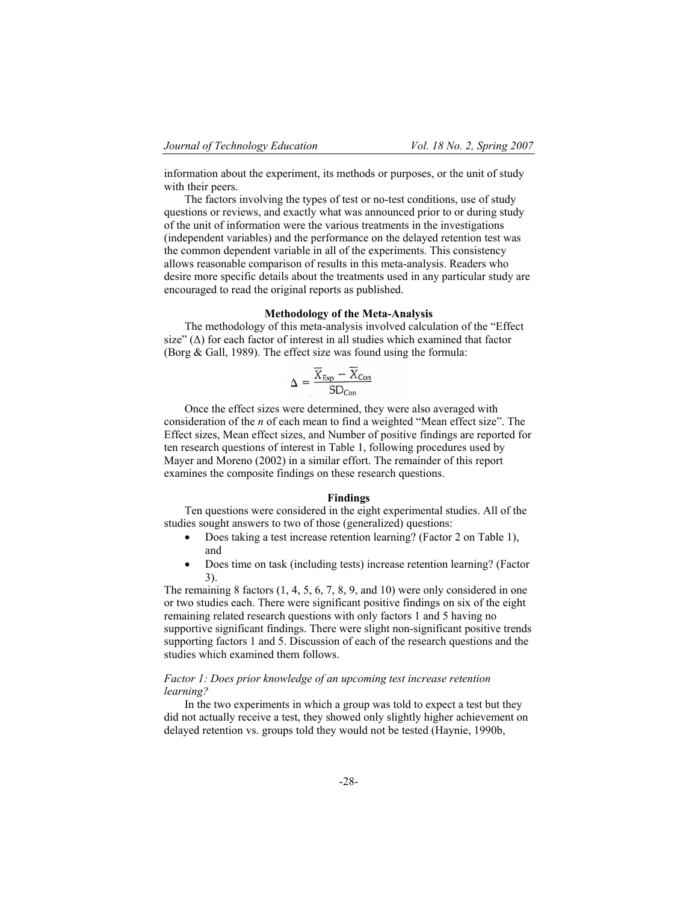information about the experiment, its methods or purposes, or the unit of study with their peers.

The factors involving the types of test or no-test conditions, use of study questions or reviews, and exactly what was announced prior to or during study of the unit of information were the various treatments in the investigations (independent variables) and the performance on the delayed retention test was the common dependent variable in all of the experiments. This consistency allows reasonable comparison of results in this meta-analysis. Readers who desire more specific details about the treatments used in any particular study are encouraged to read the original reports as published.

### Methodology of the Meta-Analysis

The methodology of this meta-analysis involved calculation of the "Effect size" (Δ) for each factor of interest in all studies which examined that factor (Borg & Gall, 1989). The effect size was found using the formula:

$$\Delta = \frac{\overline{X}_{\text{Exp}} - \overline{X}_{\text{Con}}}{\text{SD}_{\text{Con}}}$$

Once the effect sizes were determined, they were also averaged with consideration of the *n* of each mean to find a weighted "Mean effect size". The Effect sizes, Mean effect sizes, and Number of positive findings are reported for ten research questions of interest in Table 1, following procedures used by Mayer and Moreno (2002) in a similar effort. The remainder of this report examines the composite findings on these research questions.

### Findings

Ten questions were considered in the eight experimental studies. All of the studies sought answers to two of those (generalized) questions:

- Does taking a test increase retention learning? (Factor 2 on Table 1), and
- Does time on task (including tests) increase retention learning? (Factor 3).

The remaining 8 factors (1, 4, 5, 6, 7, 8, 9, and 10) were only considered in one or two studies each. There were significant positive findings on six of the eight remaining related research questions with only factors 1 and 5 having no supportive significant findings. There were slight non-significant positive trends supporting factors 1 and 5. Discussion of each of the research questions and the studies which examined them follows.

*Factor 1: Does prior knowledge of an upcoming test increase retention learning?*

In the two experiments in which a group was told to expect a test but they did not actually receive a test, they showed only slightly higher achievement on delayed retention vs. groups told they would not be tested (Haynie, 1990b,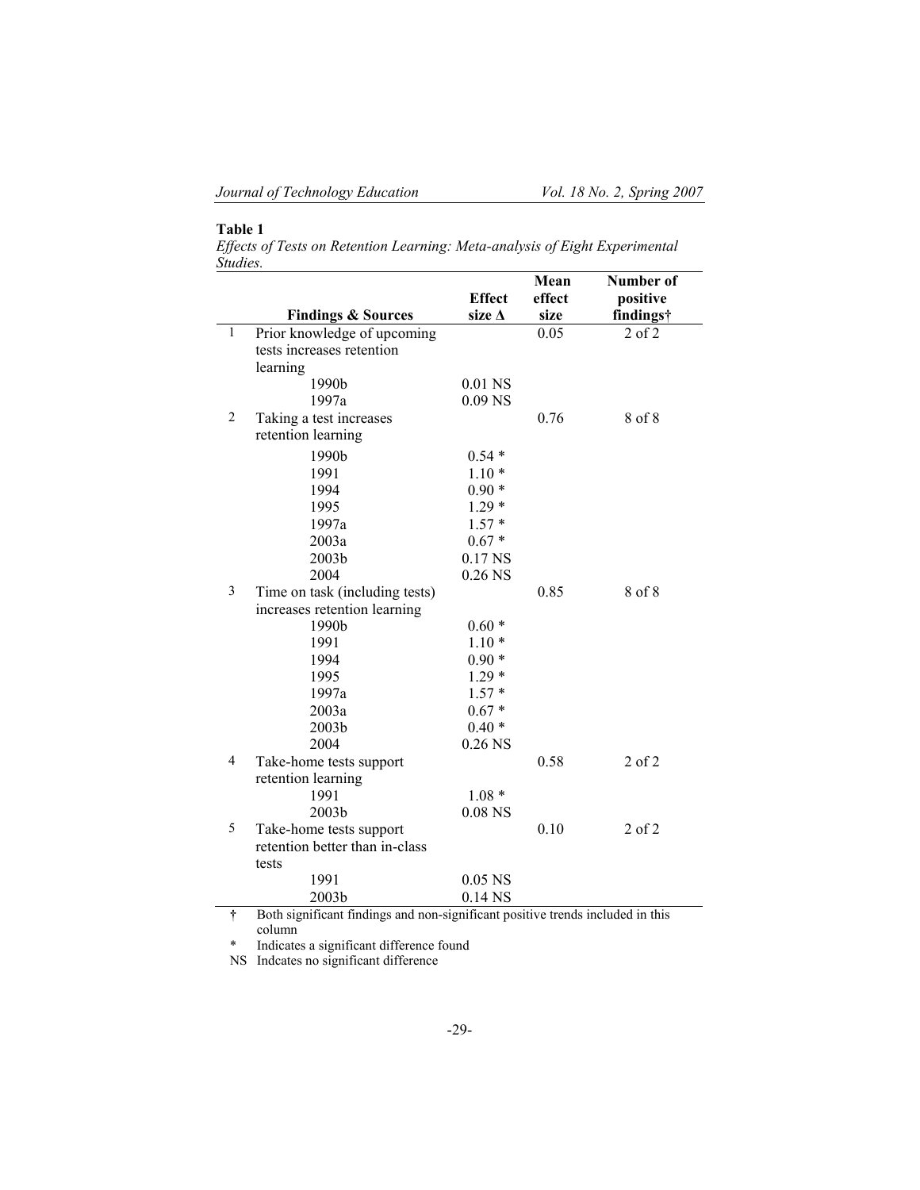**Table 1**

*Effects of Tests on Retention Learning: Meta-analysis of Eight Experimental Studies.*

| | Findings & Sources | Effect size Δ | Mean effect size | Number of positive findings† |
|---|---|---|---|---|
| 1 | Prior knowledge of upcoming tests increases retention learning | | 0.05 | 2 of 2 |
| | 1990b | 0.01 NS | | |
| | 1997a | 0.09 NS | | |
| 2 | Taking a test increases retention learning | | 0.76 | 8 of 8 |
| | 1990b | 0.54 * | | |
| | 1991 | 1.10 * | | |
| | 1994 | 0.90 * | | |
| | 1995 | 1.29 * | | |
| | 1997a | 1.57 * | | |
| | 2003a | 0.67 * | | |
| | 2003b | 0.17 NS | | |
| | 2004 | 0.26 NS | | |
| 3 | Time on task (including tests) increases retention learning | | 0.85 | 8 of 8 |
| | 1990b | 0.60 * | | |
| | 1991 | 1.10 * | | |
| | 1994 | 0.90 * | | |
| | 1995 | 1.29 * | | |
| | 1997a | 1.57 * | | |
| | 2003a | 0.67 * | | |
| | 2003b | 0.40 * | | |
| | 2004 | 0.26 NS | | |
| 4 | Take-home tests support retention learning | | 0.58 | 2 of 2 |
| | 1991 | 1.08 * | | |
| | 2003b | 0.08 NS | | |
| 5 | Take-home tests support retention better than in-class tests | | 0.10 | 2 of 2 |
| | 1991 | 0.05 NS | | |
| | 2003b | 0.14 NS | | |

† Both significant findings and non-significant positive trends included in this column

\* Indicates a significant difference found

NS Indcates no significant difference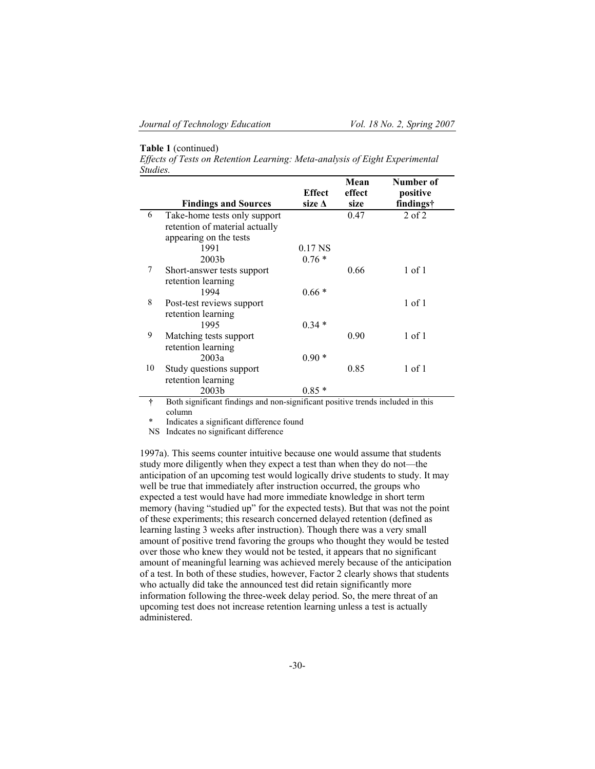**Table 1** (continued)

*Effects of Tests on Retention Learning: Meta-analysis of Eight Experimental Studies.*

| | Findings and Sources | Effect size Δ | Mean effect size | Number of positive findings† |
|---|---|---|---|---|
| 6 | Take-home tests only support retention of material actually appearing on the tests | | 0.47 | 2 of 2 |
| | 1991 | 0.17 NS | | |
| | 2003b | 0.76 * | | |
| 7 | Short-answer tests support retention learning | | 0.66 | 1 of 1 |
| | 1994 | 0.66 * | | |
| 8 | Post-test reviews support retention learning | | | 1 of 1 |
| | 1995 | 0.34 * | | |
| 9 | Matching tests support retention learning | | 0.90 | 1 of 1 |
| | 2003a | 0.90 * | | |
| 10 | Study questions support retention learning | | 0.85 | 1 of 1 |
| | 2003b | 0.85 * | | |

† Both significant findings and non-significant positive trends included in this column

\* Indicates a significant difference found

NS Indcates no significant difference

1997a). This seems counter intuitive because one would assume that students study more diligently when they expect a test than when they do not—the anticipation of an upcoming test would logically drive students to study. It may well be true that immediately after instruction occurred, the groups who expected a test would have had more immediate knowledge in short term memory (having "studied up" for the expected tests). But that was not the point of these experiments; this research concerned delayed retention (defined as learning lasting 3 weeks after instruction). Though there was a very small amount of positive trend favoring the groups who thought they would be tested over those who knew they would not be tested, it appears that no significant amount of meaningful learning was achieved merely because of the anticipation of a test. In both of these studies, however, Factor 2 clearly shows that students who actually did take the announced test did retain significantly more information following the three-week delay period. So, the mere threat of an upcoming test does not increase retention learning unless a test is actually administered.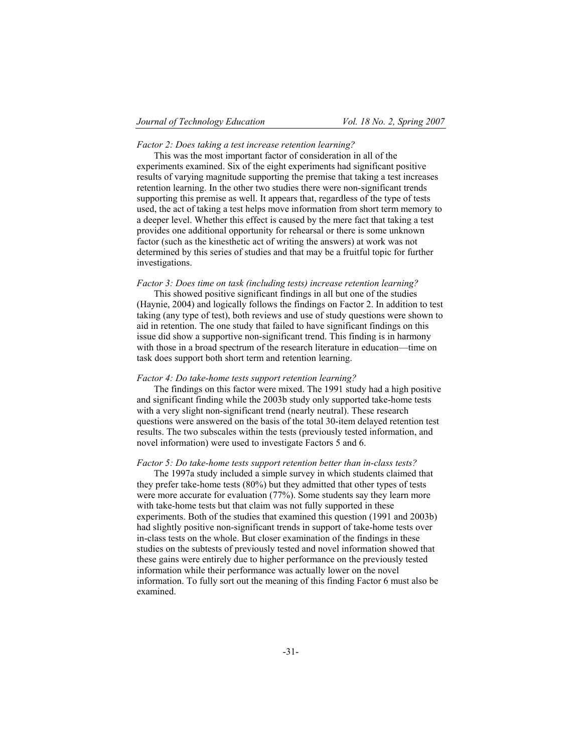*Factor 2: Does taking a test increase retention learning?*

This was the most important factor of consideration in all of the experiments examined. Six of the eight experiments had significant positive results of varying magnitude supporting the premise that taking a test increases retention learning. In the other two studies there were non-significant trends supporting this premise as well. It appears that, regardless of the type of tests used, the act of taking a test helps move information from short term memory to a deeper level. Whether this effect is caused by the mere fact that taking a test provides one additional opportunity for rehearsal or there is some unknown factor (such as the kinesthetic act of writing the answers) at work was not determined by this series of studies and that may be a fruitful topic for further investigations.

*Factor 3: Does time on task (including tests) increase retention learning?*

This showed positive significant findings in all but one of the studies (Haynie, 2004) and logically follows the findings on Factor 2. In addition to test taking (any type of test), both reviews and use of study questions were shown to aid in retention. The one study that failed to have significant findings on this issue did show a supportive non-significant trend. This finding is in harmony with those in a broad spectrum of the research literature in education—time on task does support both short term and retention learning.

*Factor 4: Do take-home tests support retention learning?*

The findings on this factor were mixed. The 1991 study had a high positive and significant finding while the 2003b study only supported take-home tests with a very slight non-significant trend (nearly neutral). These research questions were answered on the basis of the total 30-item delayed retention test results. The two subscales within the tests (previously tested information, and novel information) were used to investigate Factors 5 and 6.

*Factor 5: Do take-home tests support retention better than in-class tests?*

The 1997a study included a simple survey in which students claimed that they prefer take-home tests (80%) but they admitted that other types of tests were more accurate for evaluation (77%). Some students say they learn more with take-home tests but that claim was not fully supported in these experiments. Both of the studies that examined this question (1991 and 2003b) had slightly positive non-significant trends in support of take-home tests over in-class tests on the whole. But closer examination of the findings in these studies on the subtests of previously tested and novel information showed that these gains were entirely due to higher performance on the previously tested information while their performance was actually lower on the novel information. To fully sort out the meaning of this finding Factor 6 must also be examined.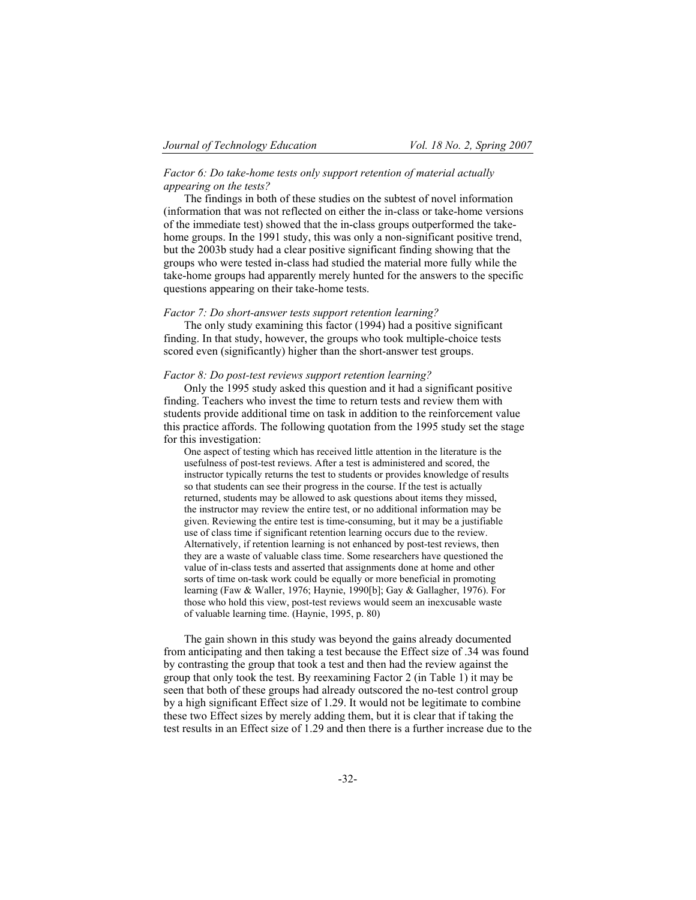*Factor 6: Do take-home tests only support retention of material actually appearing on the tests?*

The findings in both of these studies on the subtest of novel information (information that was not reflected on either the in-class or take-home versions of the immediate test) showed that the in-class groups outperformed the take-home groups. In the 1991 study, this was only a non-significant positive trend, but the 2003b study had a clear positive significant finding showing that the groups who were tested in-class had studied the material more fully while the take-home groups had apparently merely hunted for the answers to the specific questions appearing on their take-home tests.

*Factor 7: Do short-answer tests support retention learning?*

The only study examining this factor (1994) had a positive significant finding. In that study, however, the groups who took multiple-choice tests scored even (significantly) higher than the short-answer test groups.

*Factor 8: Do post-test reviews support retention learning?*

Only the 1995 study asked this question and it had a significant positive finding. Teachers who invest the time to return tests and review them with students provide additional time on task in addition to the reinforcement value this practice affords. The following quotation from the 1995 study set the stage for this investigation:

> One aspect of testing which has received little attention in the literature is the usefulness of post-test reviews. After a test is administered and scored, the instructor typically returns the test to students or provides knowledge of results so that students can see their progress in the course. If the test is actually returned, students may be allowed to ask questions about items they missed, the instructor may review the entire test, or no additional information may be given. Reviewing the entire test is time-consuming, but it may be a justifiable use of class time if significant retention learning occurs due to the review. Alternatively, if retention learning is not enhanced by post-test reviews, then they are a waste of valuable class time. Some researchers have questioned the value of in-class tests and asserted that assignments done at home and other sorts of time on-task work could be equally or more beneficial in promoting learning (Faw & Waller, 1976; Haynie, 1990[b]; Gay & Gallagher, 1976). For those who hold this view, post-test reviews would seem an inexcusable waste of valuable learning time. (Haynie, 1995, p. 80)

The gain shown in this study was beyond the gains already documented from anticipating and then taking a test because the Effect size of .34 was found by contrasting the group that took a test and then had the review against the group that only took the test. By reexamining Factor 2 (in Table 1) it may be seen that both of these groups had already outscored the no-test control group by a high significant Effect size of 1.29. It would not be legitimate to combine these two Effect sizes by merely adding them, but it is clear that if taking the test results in an Effect size of 1.29 and then there is a further increase due to the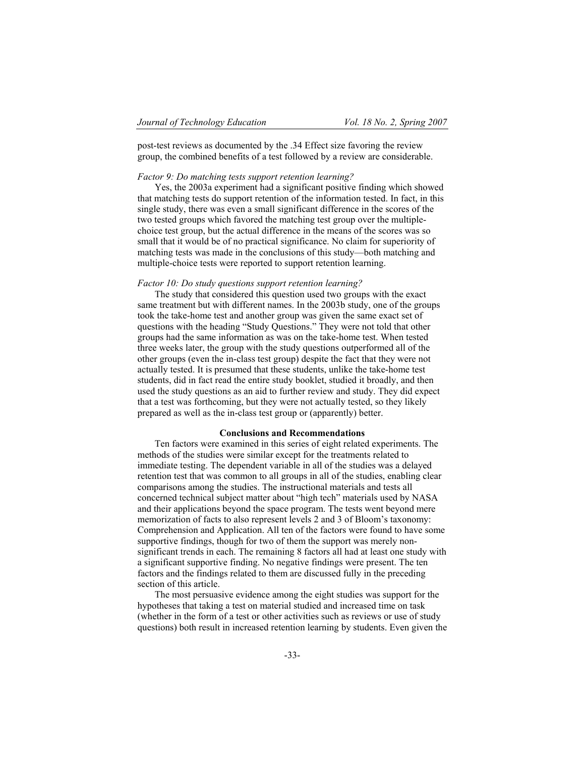post-test reviews as documented by the .34 Effect size favoring the review group, the combined benefits of a test followed by a review are considerable.

*Factor 9: Do matching tests support retention learning?*

Yes, the 2003a experiment had a significant positive finding which showed that matching tests do support retention of the information tested. In fact, in this single study, there was even a small significant difference in the scores of the two tested groups which favored the matching test group over the multiple-choice test group, but the actual difference in the means of the scores was so small that it would be of no practical significance. No claim for superiority of matching tests was made in the conclusions of this study—both matching and multiple-choice tests were reported to support retention learning.

*Factor 10: Do study questions support retention learning?*

The study that considered this question used two groups with the exact same treatment but with different names. In the 2003b study, one of the groups took the take-home test and another group was given the same exact set of questions with the heading "Study Questions." They were not told that other groups had the same information as was on the take-home test. When tested three weeks later, the group with the study questions outperformed all of the other groups (even the in-class test group) despite the fact that they were not actually tested. It is presumed that these students, unlike the take-home test students, did in fact read the entire study booklet, studied it broadly, and then used the study questions as an aid to further review and study. They did expect that a test was forthcoming, but they were not actually tested, so they likely prepared as well as the in-class test group or (apparently) better.

## Conclusions and Recommendations

Ten factors were examined in this series of eight related experiments. The methods of the studies were similar except for the treatments related to immediate testing. The dependent variable in all of the studies was a delayed retention test that was common to all groups in all of the studies, enabling clear comparisons among the studies. The instructional materials and tests all concerned technical subject matter about "high tech" materials used by NASA and their applications beyond the space program. The tests went beyond mere memorization of facts to also represent levels 2 and 3 of Bloom's taxonomy: Comprehension and Application. All ten of the factors were found to have some supportive findings, though for two of them the support was merely non-significant trends in each. The remaining 8 factors all had at least one study with a significant supportive finding. No negative findings were present. The ten factors and the findings related to them are discussed fully in the preceding section of this article.

The most persuasive evidence among the eight studies was support for the hypotheses that taking a test on material studied and increased time on task (whether in the form of a test or other activities such as reviews or use of study questions) both result in increased retention learning by students. Even given the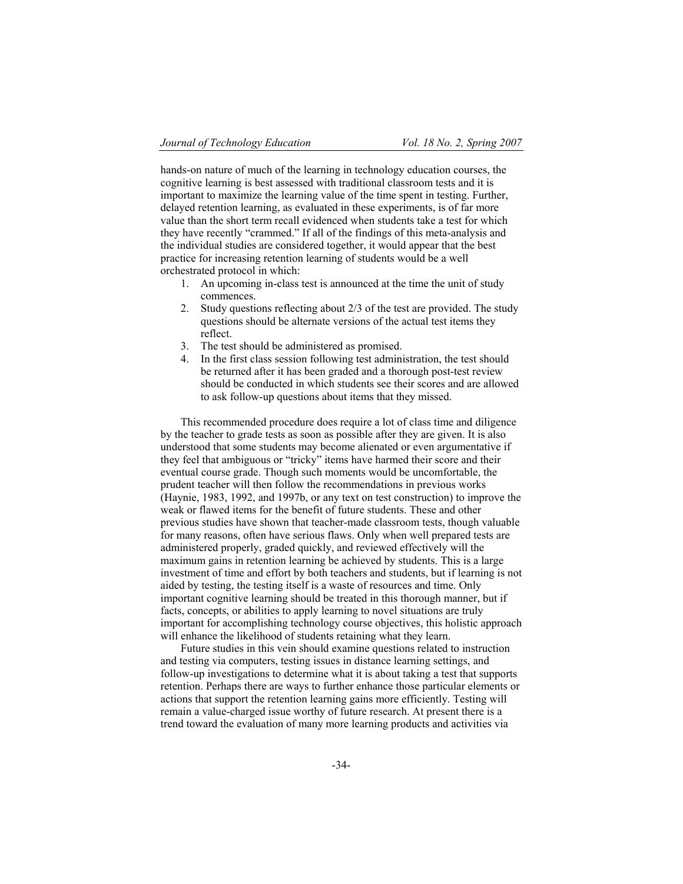hands-on nature of much of the learning in technology education courses, the cognitive learning is best assessed with traditional classroom tests and it is important to maximize the learning value of the time spent in testing. Further, delayed retention learning, as evaluated in these experiments, is of far more value than the short term recall evidenced when students take a test for which they have recently "crammed." If all of the findings of this meta-analysis and the individual studies are considered together, it would appear that the best practice for increasing retention learning of students would be a well orchestrated protocol in which:

1. An upcoming in-class test is announced at the time the unit of study commences.
2. Study questions reflecting about 2/3 of the test are provided. The study questions should be alternate versions of the actual test items they reflect.
3. The test should be administered as promised.
4. In the first class session following test administration, the test should be returned after it has been graded and a thorough post-test review should be conducted in which students see their scores and are allowed to ask follow-up questions about items that they missed.

This recommended procedure does require a lot of class time and diligence by the teacher to grade tests as soon as possible after they are given. It is also understood that some students may become alienated or even argumentative if they feel that ambiguous or "tricky" items have harmed their score and their eventual course grade. Though such moments would be uncomfortable, the prudent teacher will then follow the recommendations in previous works (Haynie, 1983, 1992, and 1997b, or any text on test construction) to improve the weak or flawed items for the benefit of future students. These and other previous studies have shown that teacher-made classroom tests, though valuable for many reasons, often have serious flaws. Only when well prepared tests are administered properly, graded quickly, and reviewed effectively will the maximum gains in retention learning be achieved by students. This is a large investment of time and effort by both teachers and students, but if learning is not aided by testing, the testing itself is a waste of resources and time. Only important cognitive learning should be treated in this thorough manner, but if facts, concepts, or abilities to apply learning to novel situations are truly important for accomplishing technology course objectives, this holistic approach will enhance the likelihood of students retaining what they learn.

Future studies in this vein should examine questions related to instruction and testing via computers, testing issues in distance learning settings, and follow-up investigations to determine what it is about taking a test that supports retention. Perhaps there are ways to further enhance those particular elements or actions that support the retention learning gains more efficiently. Testing will remain a value-charged issue worthy of future research. At present there is a trend toward the evaluation of many more learning products and activities via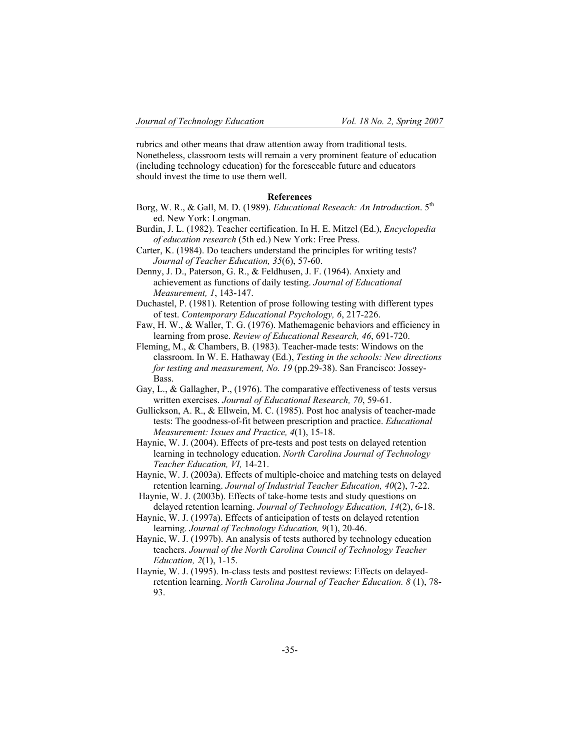rubrics and other means that draw attention away from traditional tests. Nonetheless, classroom tests will remain a very prominent feature of education (including technology education) for the foreseeable future and educators should invest the time to use them well.

## References

Borg, W. R., & Gall, M. D. (1989). *Educational Reseach: An Introduction*. 5th ed. New York: Longman.

Burdin, J. L. (1982). Teacher certification. In H. E. Mitzel (Ed.), *Encyclopedia of education research* (5th ed.) New York: Free Press.

Carter, K. (1984). Do teachers understand the principles for writing tests? *Journal of Teacher Education, 35*(6), 57-60.

Denny, J. D., Paterson, G. R., & Feldhusen, J. F. (1964). Anxiety and achievement as functions of daily testing. *Journal of Educational Measurement, 1*, 143-147.

Duchastel, P. (1981). Retention of prose following testing with different types of test. *Contemporary Educational Psychology, 6*, 217-226.

Faw, H. W., & Waller, T. G. (1976). Mathemagenic behaviors and efficiency in learning from prose. *Review of Educational Research, 46*, 691-720.

Fleming, M., & Chambers, B. (1983). Teacher-made tests: Windows on the classroom. In W. E. Hathaway (Ed.), *Testing in the schools: New directions for testing and measurement, No. 19* (pp.29-38). San Francisco: Jossey-Bass.

Gay, L., & Gallagher, P., (1976). The comparative effectiveness of tests versus written exercises. *Journal of Educational Research, 70*, 59-61.

Gullickson, A. R., & Ellwein, M. C. (1985). Post hoc analysis of teacher-made tests: The goodness-of-fit between prescription and practice. *Educational Measurement: Issues and Practice, 4*(1), 15-18.

Haynie, W. J. (2004). Effects of pre-tests and post tests on delayed retention learning in technology education. *North Carolina Journal of Technology Teacher Education, VI,* 14-21.

Haynie, W. J. (2003a). Effects of multiple-choice and matching tests on delayed retention learning. *Journal of Industrial Teacher Education, 40*(2), 7-22.

Haynie, W. J. (2003b). Effects of take-home tests and study questions on delayed retention learning. *Journal of Technology Education, 14*(2), 6-18.

Haynie, W. J. (1997a). Effects of anticipation of tests on delayed retention learning. *Journal of Technology Education, 9*(1), 20-46.

Haynie, W. J. (1997b). An analysis of tests authored by technology education teachers. *Journal of the North Carolina Council of Technology Teacher Education, 2*(1), 1-15.

Haynie, W. J. (1995). In-class tests and posttest reviews: Effects on delayed-retention learning. *North Carolina Journal of Teacher Education. 8* (1), 78-93.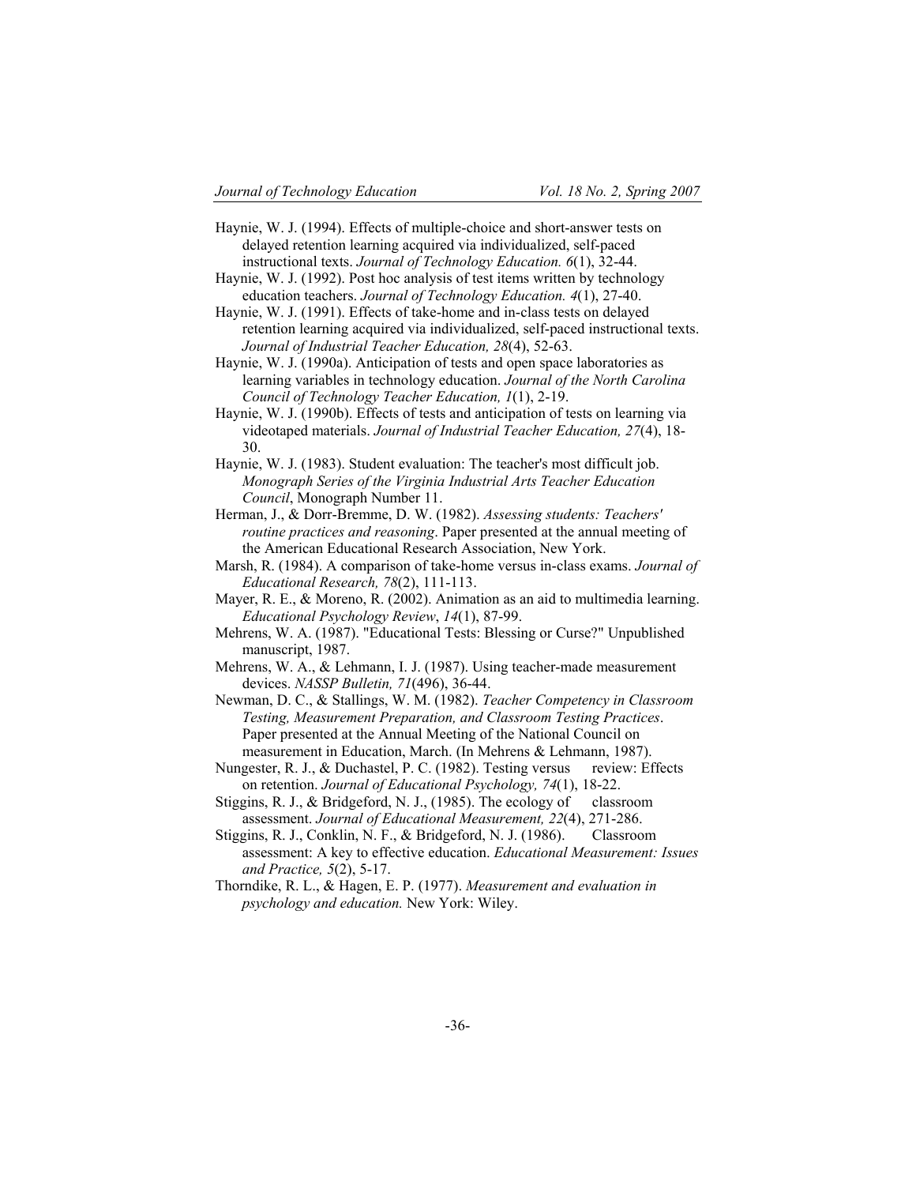Haynie, W. J. (1994). Effects of multiple-choice and short-answer tests on delayed retention learning acquired via individualized, self-paced instructional texts. *Journal of Technology Education. 6*(1), 32-44.

Haynie, W. J. (1992). Post hoc analysis of test items written by technology education teachers. *Journal of Technology Education. 4*(1), 27-40.

Haynie, W. J. (1991). Effects of take-home and in-class tests on delayed retention learning acquired via individualized, self-paced instructional texts. *Journal of Industrial Teacher Education, 28*(4), 52-63.

Haynie, W. J. (1990a). Anticipation of tests and open space laboratories as learning variables in technology education. *Journal of the North Carolina Council of Technology Teacher Education, 1*(1), 2-19.

Haynie, W. J. (1990b). Effects of tests and anticipation of tests on learning via videotaped materials. *Journal of Industrial Teacher Education, 27*(4), 18-30.

Haynie, W. J. (1983). Student evaluation: The teacher's most difficult job. *Monograph Series of the Virginia Industrial Arts Teacher Education Council*, Monograph Number 11.

Herman, J., & Dorr-Bremme, D. W. (1982). *Assessing students: Teachers' routine practices and reasoning*. Paper presented at the annual meeting of the American Educational Research Association, New York.

Marsh, R. (1984). A comparison of take-home versus in-class exams. *Journal of Educational Research, 78*(2), 111-113.

Mayer, R. E., & Moreno, R. (2002). Animation as an aid to multimedia learning. *Educational Psychology Review*, *14*(1), 87-99.

Mehrens, W. A. (1987). "Educational Tests: Blessing or Curse?" Unpublished manuscript, 1987.

Mehrens, W. A., & Lehmann, I. J. (1987). Using teacher-made measurement devices. *NASSP Bulletin, 71*(496), 36-44.

Newman, D. C., & Stallings, W. M. (1982). *Teacher Competency in Classroom Testing, Measurement Preparation, and Classroom Testing Practices*. Paper presented at the Annual Meeting of the National Council on measurement in Education, March. (In Mehrens & Lehmann, 1987).

Nungester, R. J., & Duchastel, P. C. (1982). Testing versus review: Effects on retention. *Journal of Educational Psychology, 74*(1), 18-22.

Stiggins, R. J., & Bridgeford, N. J., (1985). The ecology of classroom assessment. *Journal of Educational Measurement, 22*(4), 271-286.

Stiggins, R. J., Conklin, N. F., & Bridgeford, N. J. (1986). Classroom assessment: A key to effective education. *Educational Measurement: Issues and Practice, 5*(2), 5-17.

Thorndike, R. L., & Hagen, E. P. (1977). *Measurement and evaluation in psychology and education.* New York: Wiley.